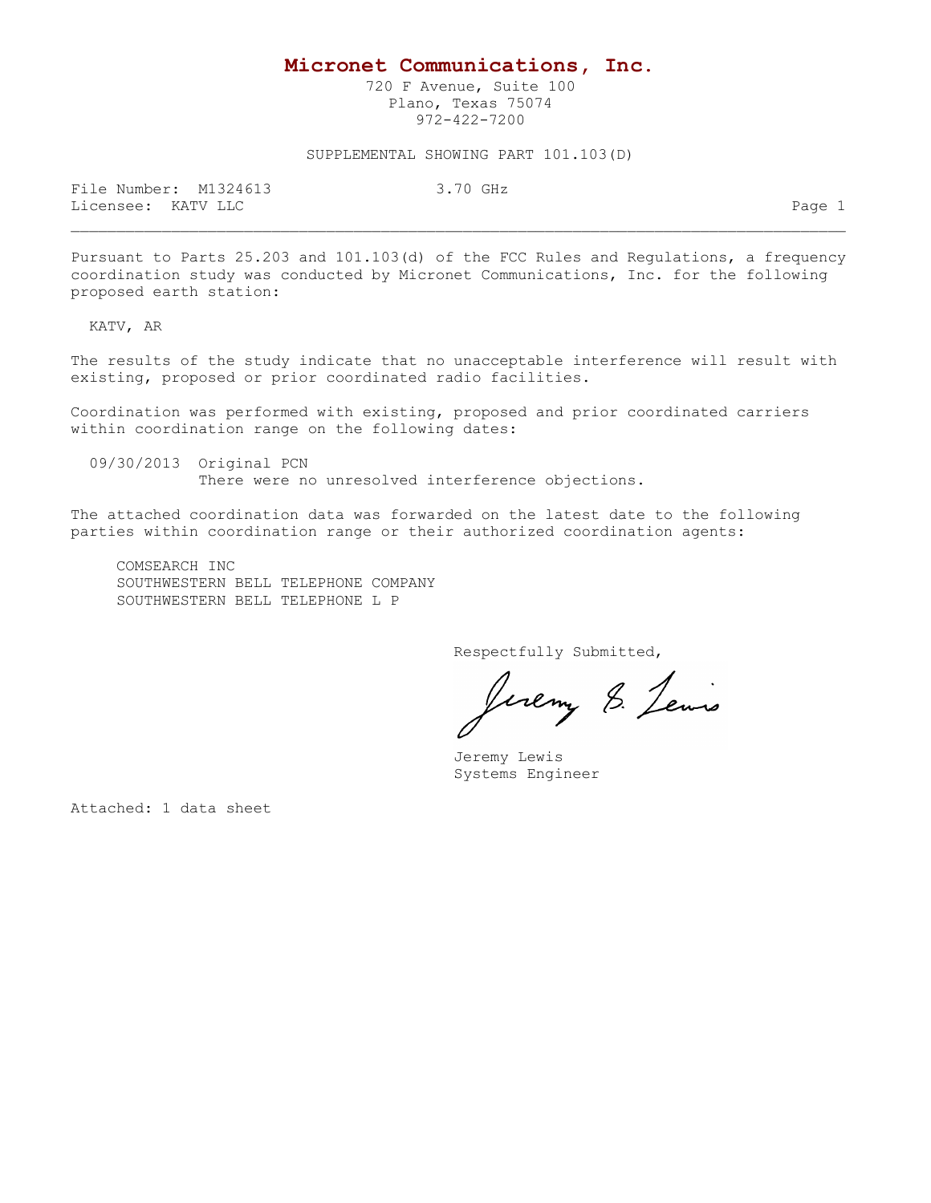# Micronet Communications, Inc.

720 F Avenue, Suite 100
Plano, Texas 75074
972-422-7200

SUPPLEMENTAL SHOWING PART 101.103(D)

File Number: M1324613 3.70 GHz
Licensee: KATV LLC

---

Pursuant to Parts 25.203 and 101.103(d) of the FCC Rules and Regulations, a frequency coordination study was conducted by Micronet Communications, Inc. for the following proposed earth station:

KATV, AR

The results of the study indicate that no unacceptable interference will result with existing, proposed or prior coordinated radio facilities.

Coordination was performed with existing, proposed and prior coordinated carriers within coordination range on the following dates:

09/30/2013 Original PCN
There were no unresolved interference objections.

The attached coordination data was forwarded on the latest date to the following parties within coordination range or their authorized coordination agents:

COMSEARCH INC
SOUTHWESTERN BELL TELEPHONE COMPANY
SOUTHWESTERN BELL TELEPHONE L P

Respectfully Submitted,

Jeremy S. Lewis

Jeremy Lewis
Systems Engineer

Attached: 1 data sheet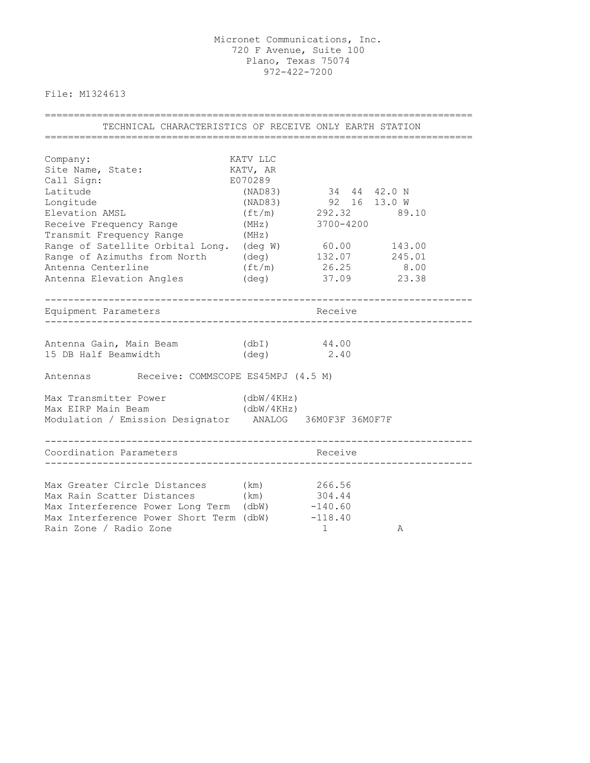Micronet Communications, Inc.
720 F Avenue, Suite 100
Plano, Texas 75074
972-422-7200

File: M1324613

## TECHNICAL CHARACTERISTICS OF RECEIVE ONLY EARTH STATION

| | | | |
|---|---|---|---|
| Company: | KATV LLC | | |
| Site Name, State: | KATV, AR | | |
| Call Sign: | E070289 | | |
| Latitude | (NAD83) | 34 44 42.0 N | |
| Longitude | (NAD83) | 92 16 13.0 W | |
| Elevation AMSL | (ft/m) | 292.32 | 89.10 |
| Receive Frequency Range | (MHz) | 3700-4200 | |
| Transmit Frequency Range | (MHz) | | |
| Range of Satellite Orbital Long. | (deg W) | 60.00 | 143.00 |
| Range of Azimuths from North | (deg) | 132.07 | 245.01 |
| Antenna Centerline | (ft/m) | 26.25 | 8.00 |
| Antenna Elevation Angles | (deg) | 37.09 | 23.38 |

| Equipment Parameters | | Receive |
|---|---|---|
| Antenna Gain, Main Beam | (dbI) | 44.00 |
| 15 DB Half Beamwidth | (deg) | 2.40 |

Antennas Receive: COMMSCOPE ES45MPJ (4.5 M)

| | | |
|---|---|---|
| Max Transmitter Power | (dbW/4KHz) | |
| Max EIRP Main Beam | (dbW/4KHz) | |
| Modulation / Emission Designator | ANALOG | 36M0F3F 36M0F7F |

| Coordination Parameters | | Receive | |
|---|---|---|---|
| Max Greater Circle Distances | (km) | 266.56 | |
| Max Rain Scatter Distances | (km) | 304.44 | |
| Max Interference Power Long Term | (dbW) | -140.60 | |
| Max Interference Power Short Term | (dbW) | -118.40 | |
| Rain Zone / Radio Zone | | 1 | A |